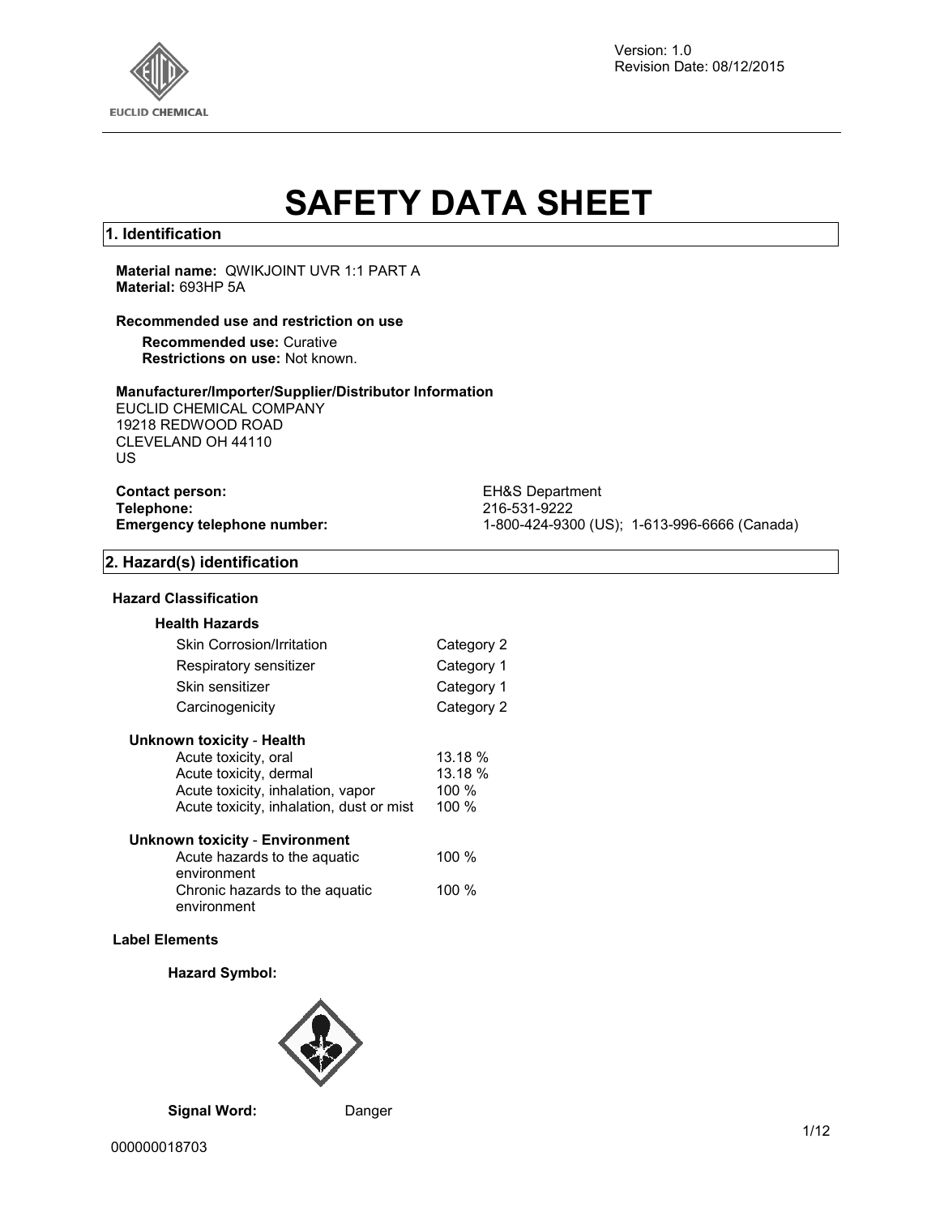Version: 1.0
Revision Date: 08/12/2015

# SAFETY DATA SHEET

## 1. Identification

**Material name:** QWIKJOINT UVR 1:1 PART A
**Material:** 693HP 5A

### Recommended use and restriction on use

**Recommended use:** Curative
**Restrictions on use:** Not known.

### Manufacturer/Importer/Supplier/Distributor Information

EUCLID CHEMICAL COMPANY
19218 REDWOOD ROAD
CLEVELAND OH 44110
US

| | |
|---|---|
| **Contact person:** | EH&S Department |
| **Telephone:** | 216-531-9222 |
| **Emergency telephone number:** | 1-800-424-9300 (US); 1-613-996-6666 (Canada) |

## 2. Hazard(s) identification

### Hazard Classification

**Health Hazards**

| | |
|---|---|
| Skin Corrosion/Irritation | Category 2 |
| Respiratory sensitizer | Category 1 |
| Skin sensitizer | Category 1 |
| Carcinogenicity | Category 2 |

**Unknown toxicity - Health**

| | |
|---|---|
| Acute toxicity, oral | 13.18 % |
| Acute toxicity, dermal | 13.18 % |
| Acute toxicity, inhalation, vapor | 100 % |
| Acute toxicity, inhalation, dust or mist | 100 % |

**Unknown toxicity - Environment**

| | |
|---|---|
| Acute hazards to the aquatic environment | 100 % |
| Chronic hazards to the aquatic environment | 100 % |

### Label Elements

**Hazard Symbol:**

**Signal Word:** Danger

000000018703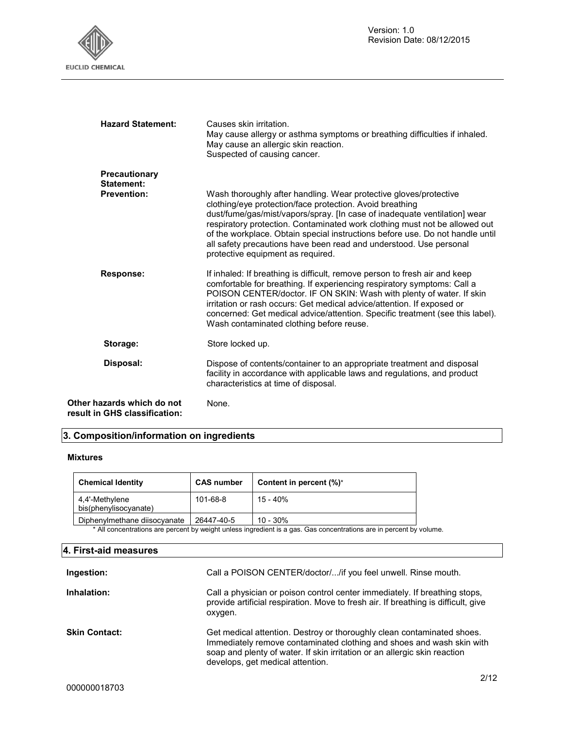**Hazard Statement:** Causes skin irritation.
May cause allergy or asthma symptoms or breathing difficulties if inhaled.
May cause an allergic skin reaction.
Suspected of causing cancer.

**Precautionary Statement:**

**Prevention:** Wash thoroughly after handling. Wear protective gloves/protective clothing/eye protection/face protection. Avoid breathing dust/fume/gas/mist/vapors/spray. [In case of inadequate ventilation] wear respiratory protection. Contaminated work clothing must not be allowed out of the workplace. Obtain special instructions before use. Do not handle until all safety precautions have been read and understood. Use personal protective equipment as required.

**Response:** If inhaled: If breathing is difficult, remove person to fresh air and keep comfortable for breathing. If experiencing respiratory symptoms: Call a POISON CENTER/doctor. IF ON SKIN: Wash with plenty of water. If skin irritation or rash occurs: Get medical advice/attention. If exposed or concerned: Get medical advice/attention. Specific treatment (see this label). Wash contaminated clothing before reuse.

**Storage:** Store locked up.

**Disposal:** Dispose of contents/container to an appropriate treatment and disposal facility in accordance with applicable laws and regulations, and product characteristics at time of disposal.

**Other hazards which do not result in GHS classification:** None.

## 3. Composition/information on ingredients

**Mixtures**

| Chemical Identity | CAS number | Content in percent (%)* |
|---|---|---|
| 4,4'-Methylene bis(phenylisocyanate) | 101-68-8 | 15 - 40% |
| Diphenylmethane diisocyanate | 26447-40-5 | 10 - 30% |

\* All concentrations are percent by weight unless ingredient is a gas. Gas concentrations are in percent by volume.

## 4. First-aid measures

**Ingestion:** Call a POISON CENTER/doctor/.../if you feel unwell. Rinse mouth.

**Inhalation:** Call a physician or poison control center immediately. If breathing stops, provide artificial respiration. Move to fresh air. If breathing is difficult, give oxygen.

**Skin Contact:** Get medical attention. Destroy or thoroughly clean contaminated shoes. Immediately remove contaminated clothing and shoes and wash skin with soap and plenty of water. If skin irritation or an allergic skin reaction develops, get medical attention.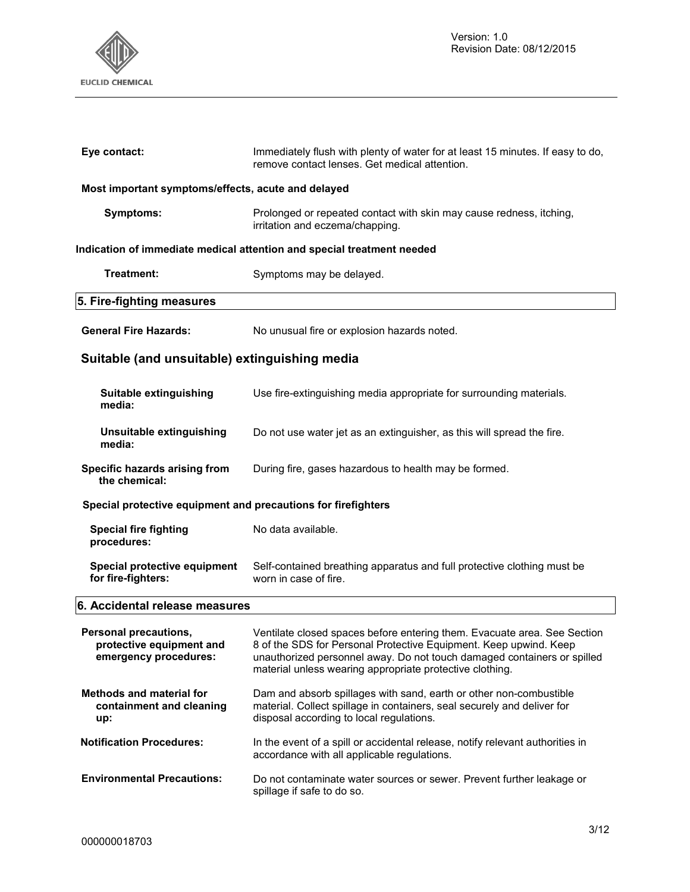**Eye contact:** Immediately flush with plenty of water for at least 15 minutes. If easy to do, remove contact lenses. Get medical attention.

**Most important symptoms/effects, acute and delayed**

**Symptoms:** Prolonged or repeated contact with skin may cause redness, itching, irritation and eczema/chapping.

**Indication of immediate medical attention and special treatment needed**

**Treatment:** Symptoms may be delayed.

## 5. Fire-fighting measures

**General Fire Hazards:** No unusual fire or explosion hazards noted.

### Suitable (and unsuitable) extinguishing media

**Suitable extinguishing media:** Use fire-extinguishing media appropriate for surrounding materials.

**Unsuitable extinguishing media:** Do not use water jet as an extinguisher, as this will spread the fire.

**Specific hazards arising from the chemical:** During fire, gases hazardous to health may be formed.

**Special protective equipment and precautions for firefighters**

**Special fire fighting procedures:** No data available.

**Special protective equipment for fire-fighters:** Self-contained breathing apparatus and full protective clothing must be worn in case of fire.

## 6. Accidental release measures

**Personal precautions, protective equipment and emergency procedures:** Ventilate closed spaces before entering them. Evacuate area. See Section 8 of the SDS for Personal Protective Equipment. Keep upwind. Keep unauthorized personnel away. Do not touch damaged containers or spilled material unless wearing appropriate protective clothing.

**Methods and material for containment and cleaning up:** Dam and absorb spillages with sand, earth or other non-combustible material. Collect spillage in containers, seal securely and deliver for disposal according to local regulations.

**Notification Procedures:** In the event of a spill or accidental release, notify relevant authorities in accordance with all applicable regulations.

**Environmental Precautions:** Do not contaminate water sources or sewer. Prevent further leakage or spillage if safe to do so.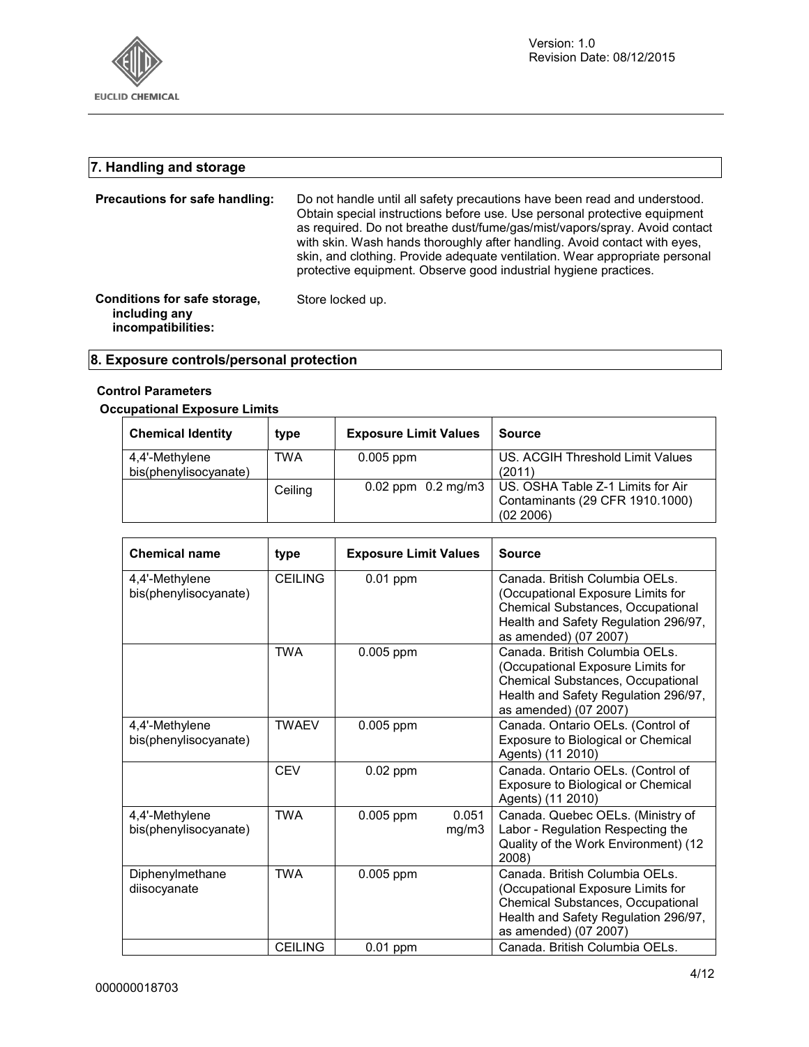## 7. Handling and storage

**Precautions for safe handling:** Do not handle until all safety precautions have been read and understood. Obtain special instructions before use. Use personal protective equipment as required. Do not breathe dust/fume/gas/mist/vapors/spray. Avoid contact with skin. Wash hands thoroughly after handling. Avoid contact with eyes, skin, and clothing. Provide adequate ventilation. Wear appropriate personal protective equipment. Observe good industrial hygiene practices.

**Conditions for safe storage, including any incompatibilities:** Store locked up.

## 8. Exposure controls/personal protection

### Control Parameters

**Occupational Exposure Limits**

| Chemical Identity | type | Exposure Limit Values | | Source |
|---|---|---|---|---|
| 4,4'-Methylene bis(phenylisocyanate) | TWA | 0.005 ppm | | US. ACGIH Threshold Limit Values (2011) |
| | Ceiling | 0.02 ppm | 0.2 mg/m3 | US. OSHA Table Z-1 Limits for Air Contaminants (29 CFR 1910.1000) (02 2006) |

| Chemical name | type | Exposure Limit Values | | Source |
|---|---|---|---|---|
| 4,4'-Methylene bis(phenylisocyanate) | CEILING | 0.01 ppm | | Canada. British Columbia OELs. (Occupational Exposure Limits for Chemical Substances, Occupational Health and Safety Regulation 296/97, as amended) (07 2007) |
| | TWA | 0.005 ppm | | Canada. British Columbia OELs. (Occupational Exposure Limits for Chemical Substances, Occupational Health and Safety Regulation 296/97, as amended) (07 2007) |
| 4,4'-Methylene bis(phenylisocyanate) | TWAEV | 0.005 ppm | | Canada. Ontario OELs. (Control of Exposure to Biological or Chemical Agents) (11 2010) |
| | CEV | 0.02 ppm | | Canada. Ontario OELs. (Control of Exposure to Biological or Chemical Agents) (11 2010) |
| 4,4'-Methylene bis(phenylisocyanate) | TWA | 0.005 ppm | 0.051 mg/m3 | Canada. Quebec OELs. (Ministry of Labor - Regulation Respecting the Quality of the Work Environment) (12 2008) |
| Diphenylmethane diisocyanate | TWA | 0.005 ppm | | Canada. British Columbia OELs. (Occupational Exposure Limits for Chemical Substances, Occupational Health and Safety Regulation 296/97, as amended) (07 2007) |
| | CEILING | 0.01 ppm | | Canada. British Columbia OELs. |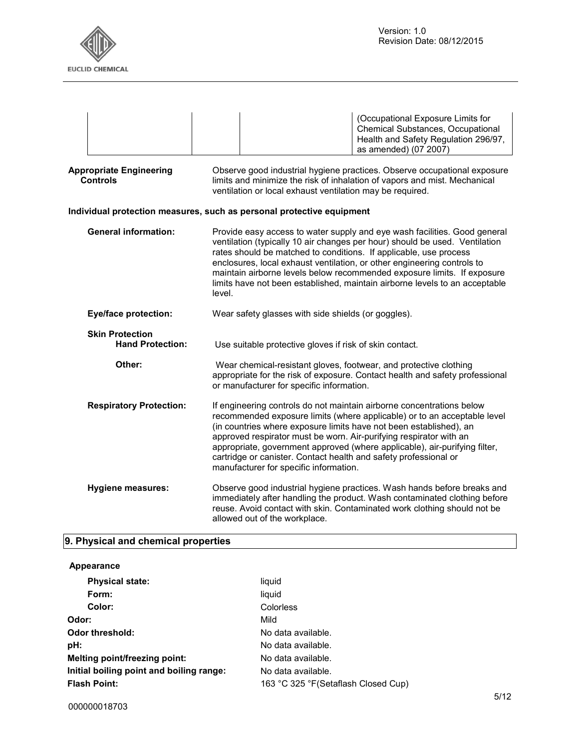| | | | (Occupational Exposure Limits for Chemical Substances, Occupational Health and Safety Regulation 296/97, as amended) (07 2007) |
|---|---|---|---|

**Appropriate Engineering Controls**

Observe good industrial hygiene practices. Observe occupational exposure limits and minimize the risk of inhalation of vapors and mist. Mechanical ventilation or local exhaust ventilation may be required.

**Individual protection measures, such as personal protective equipment**

**General information:**

Provide easy access to water supply and eye wash facilities. Good general ventilation (typically 10 air changes per hour) should be used. Ventilation rates should be matched to conditions. If applicable, use process enclosures, local exhaust ventilation, or other engineering controls to maintain airborne levels below recommended exposure limits. If exposure limits have not been established, maintain airborne levels to an acceptable level.

**Eye/face protection:**

Wear safety glasses with side shields (or goggles).

**Skin Protection**

**Hand Protection:**

Use suitable protective gloves if risk of skin contact.

**Other:**

Wear chemical-resistant gloves, footwear, and protective clothing appropriate for the risk of exposure. Contact health and safety professional or manufacturer for specific information.

**Respiratory Protection:**

If engineering controls do not maintain airborne concentrations below recommended exposure limits (where applicable) or to an acceptable level (in countries where exposure limits have not been established), an approved respirator must be worn. Air-purifying respirator with an appropriate, government approved (where applicable), air-purifying filter, cartridge or canister. Contact health and safety professional or manufacturer for specific information.

**Hygiene measures:**

Observe good industrial hygiene practices. Wash hands before breaks and immediately after handling the product. Wash contaminated clothing before reuse. Avoid contact with skin. Contaminated work clothing should not be allowed out of the workplace.

## 9. Physical and chemical properties

**Appearance**

| | |
|---|---|
| **Physical state:** | liquid |
| **Form:** | liquid |
| **Color:** | Colorless |
| **Odor:** | Mild |
| **Odor threshold:** | No data available. |
| **pH:** | No data available. |
| **Melting point/freezing point:** | No data available. |
| **Initial boiling point and boiling range:** | No data available. |
| **Flash Point:** | 163 °C 325 °F(Setaflash Closed Cup) |

000000018703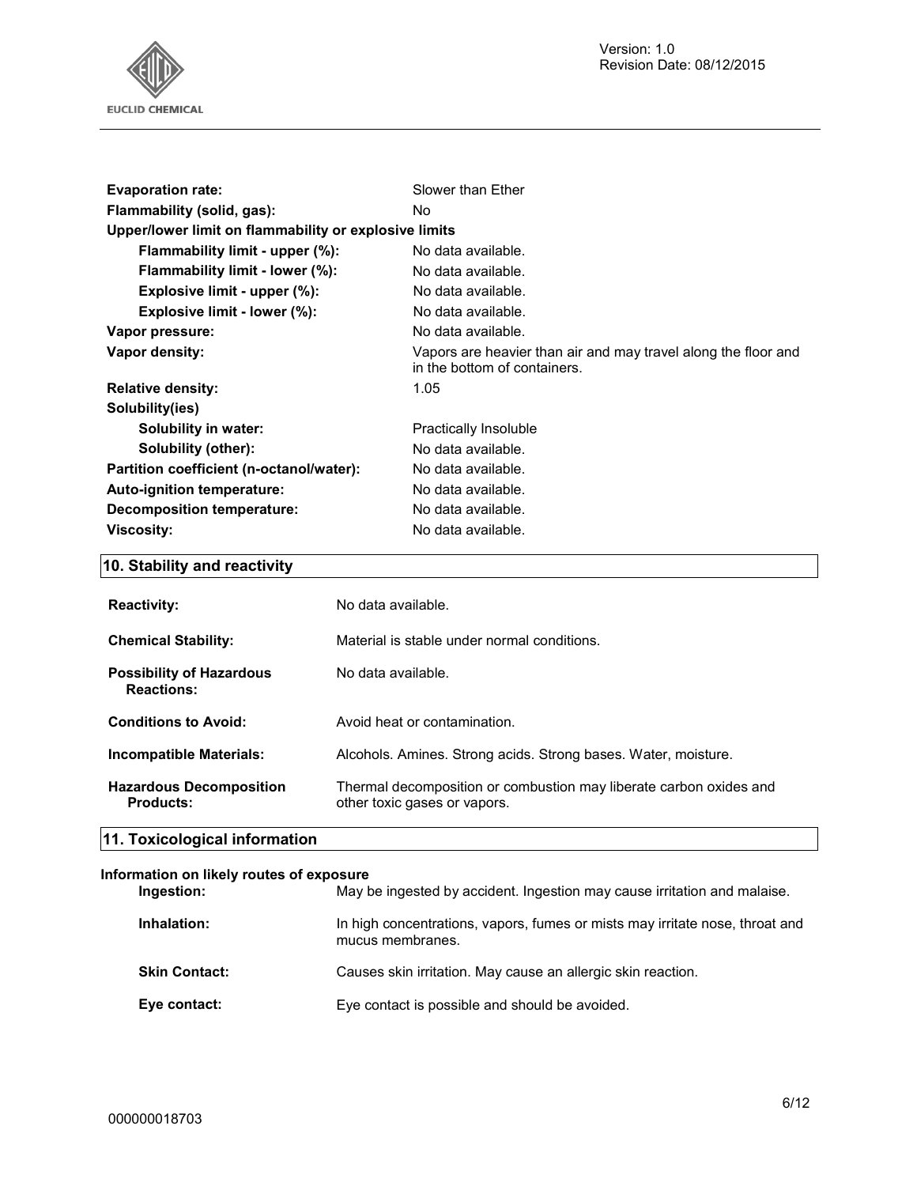| | |
|---|---|
| **Evaporation rate:** | Slower than Ether |
| **Flammability (solid, gas):** | No |
| **Upper/lower limit on flammability or explosive limits** | |
| **Flammability limit - upper (%):** | No data available. |
| **Flammability limit - lower (%):** | No data available. |
| **Explosive limit - upper (%):** | No data available. |
| **Explosive limit - lower (%):** | No data available. |
| **Vapor pressure:** | No data available. |
| **Vapor density:** | Vapors are heavier than air and may travel along the floor and in the bottom of containers. |
| **Relative density:** | 1.05 |
| **Solubility(ies)** | |
| **Solubility in water:** | Practically Insoluble |
| **Solubility (other):** | No data available. |
| **Partition coefficient (n-octanol/water):** | No data available. |
| **Auto-ignition temperature:** | No data available. |
| **Decomposition temperature:** | No data available. |
| **Viscosity:** | No data available. |

## 10. Stability and reactivity

| | |
|---|---|
| **Reactivity:** | No data available. |
| **Chemical Stability:** | Material is stable under normal conditions. |
| **Possibility of Hazardous Reactions:** | No data available. |
| **Conditions to Avoid:** | Avoid heat or contamination. |
| **Incompatible Materials:** | Alcohols. Amines. Strong acids. Strong bases. Water, moisture. |
| **Hazardous Decomposition Products:** | Thermal decomposition or combustion may liberate carbon oxides and other toxic gases or vapors. |

## 11. Toxicological information

**Information on likely routes of exposure**

| | |
|---|---|
| **Ingestion:** | May be ingested by accident. Ingestion may cause irritation and malaise. |
| **Inhalation:** | In high concentrations, vapors, fumes or mists may irritate nose, throat and mucus membranes. |
| **Skin Contact:** | Causes skin irritation. May cause an allergic skin reaction. |
| **Eye contact:** | Eye contact is possible and should be avoided. |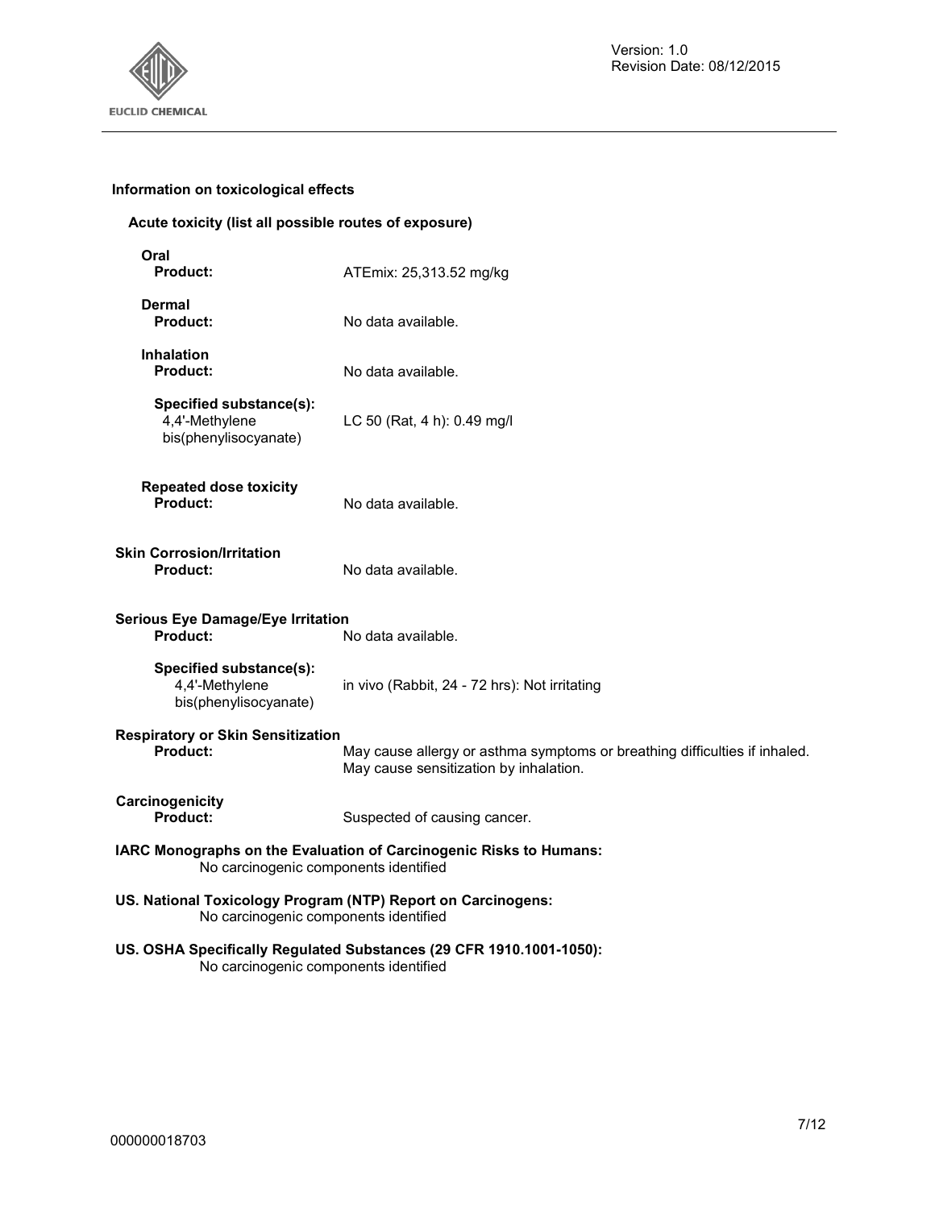### Information on toxicological effects

#### Acute toxicity (list all possible routes of exposure)

**Oral**

**Product:** ATEmix: 25,313.52 mg/kg

**Dermal**

**Product:** No data available.

**Inhalation**

**Product:** No data available.

**Specified substance(s):**
4,4'-Methylene bis(phenylisocyanate) LC 50 (Rat, 4 h): 0.49 mg/l

**Repeated dose toxicity**

**Product:** No data available.

#### Skin Corrosion/Irritation

**Product:** No data available.

#### Serious Eye Damage/Eye Irritation

**Product:** No data available.

**Specified substance(s):**
4,4'-Methylene bis(phenylisocyanate) in vivo (Rabbit, 24 - 72 hrs): Not irritating

#### Respiratory or Skin Sensitization

**Product:** May cause allergy or asthma symptoms or breathing difficulties if inhaled. May cause sensitization by inhalation.

#### Carcinogenicity

**Product:** Suspected of causing cancer.

**IARC Monographs on the Evaluation of Carcinogenic Risks to Humans:**
No carcinogenic components identified

**US. National Toxicology Program (NTP) Report on Carcinogens:**
No carcinogenic components identified

**US. OSHA Specifically Regulated Substances (29 CFR 1910.1001-1050):**
No carcinogenic components identified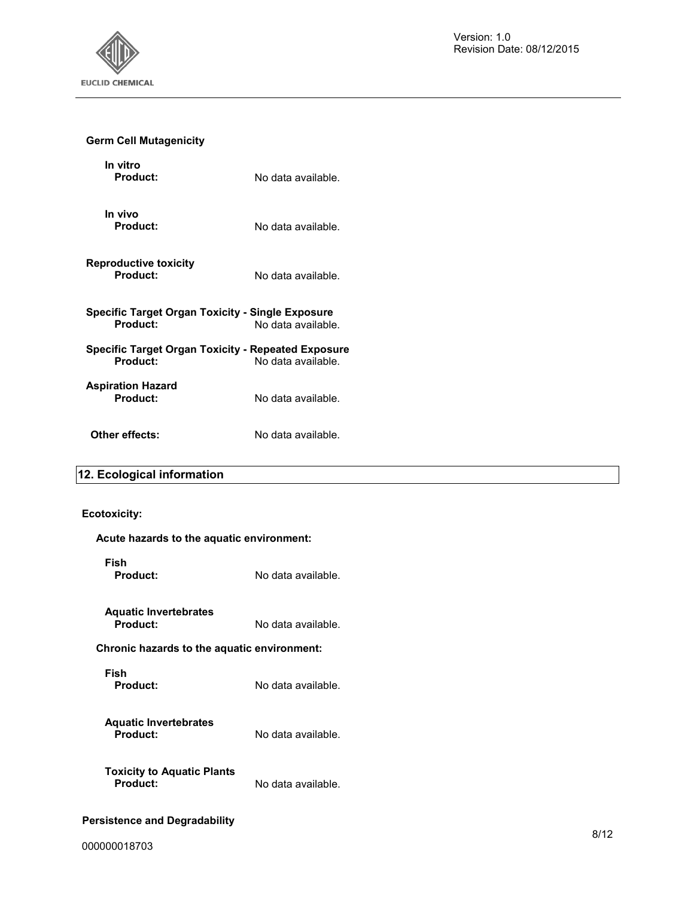**Germ Cell Mutagenicity**

**In vitro**

**Product:** No data available.

**In vivo**

**Product:** No data available.

**Reproductive toxicity**

**Product:** No data available.

**Specific Target Organ Toxicity - Single Exposure**

**Product:** No data available.

**Specific Target Organ Toxicity - Repeated Exposure**

**Product:** No data available.

**Aspiration Hazard**

**Product:** No data available.

**Other effects:** No data available.

## 12. Ecological information

**Ecotoxicity:**

**Acute hazards to the aquatic environment:**

**Fish**

**Product:** No data available.

**Aquatic Invertebrates**

**Product:** No data available.

**Chronic hazards to the aquatic environment:**

**Fish**

**Product:** No data available.

**Aquatic Invertebrates**

**Product:** No data available.

**Toxicity to Aquatic Plants**

**Product:** No data available.

**Persistence and Degradability**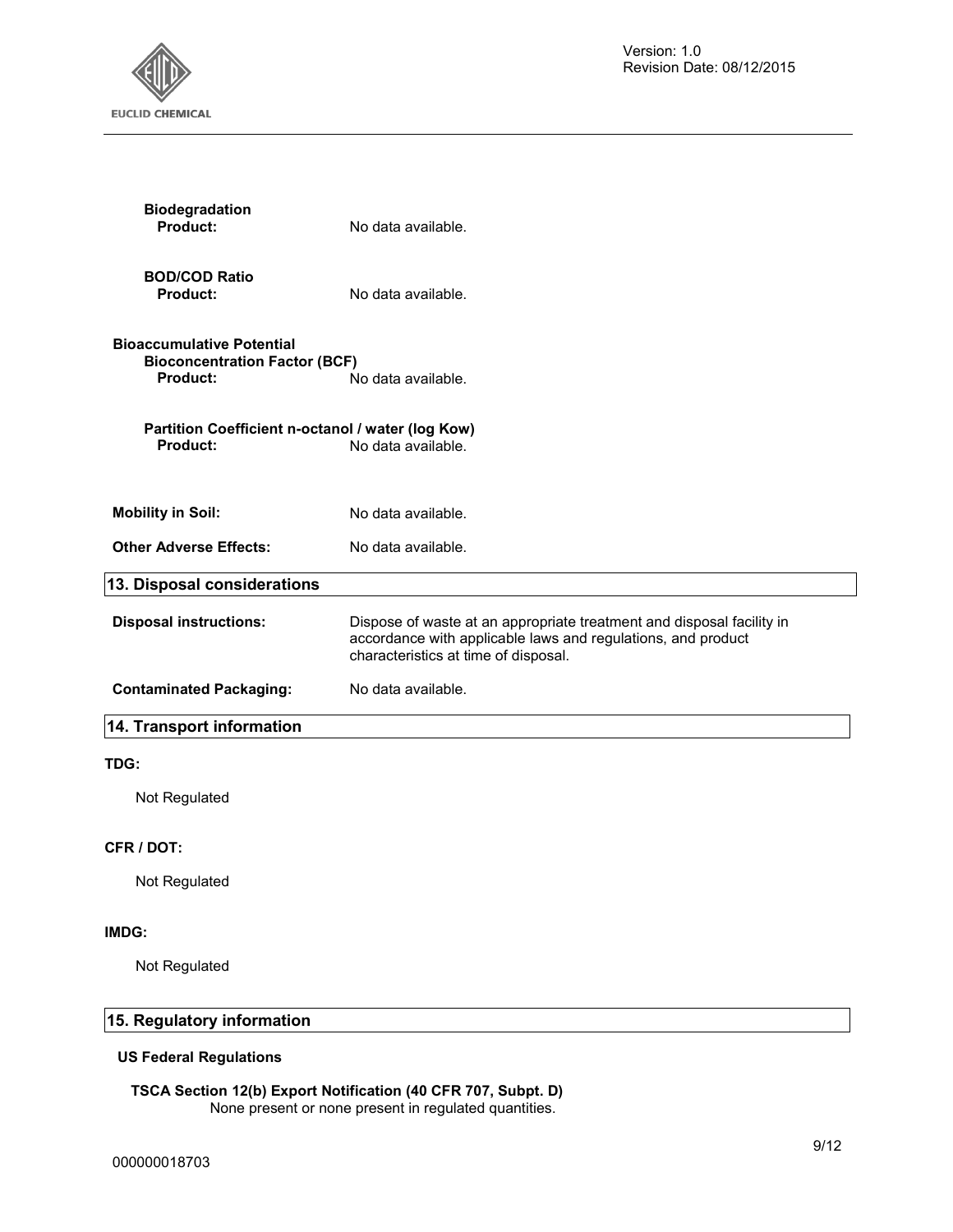**Biodegradation**

**Product:** No data available.

**BOD/COD Ratio**

**Product:** No data available.

**Bioaccumulative Potential**

**Bioconcentration Factor (BCF)**

**Product:** No data available.

**Partition Coefficient n-octanol / water (log Kow)**

**Product:** No data available.

**Mobility in Soil:** No data available.

**Other Adverse Effects:** No data available.

## 13. Disposal considerations

**Disposal instructions:** Dispose of waste at an appropriate treatment and disposal facility in accordance with applicable laws and regulations, and product characteristics at time of disposal.

**Contaminated Packaging:** No data available.

## 14. Transport information

**TDG:**

Not Regulated

**CFR / DOT:**

Not Regulated

**IMDG:**

Not Regulated

## 15. Regulatory information

**US Federal Regulations**

**TSCA Section 12(b) Export Notification (40 CFR 707, Subpt. D)**

None present or none present in regulated quantities.

000000018703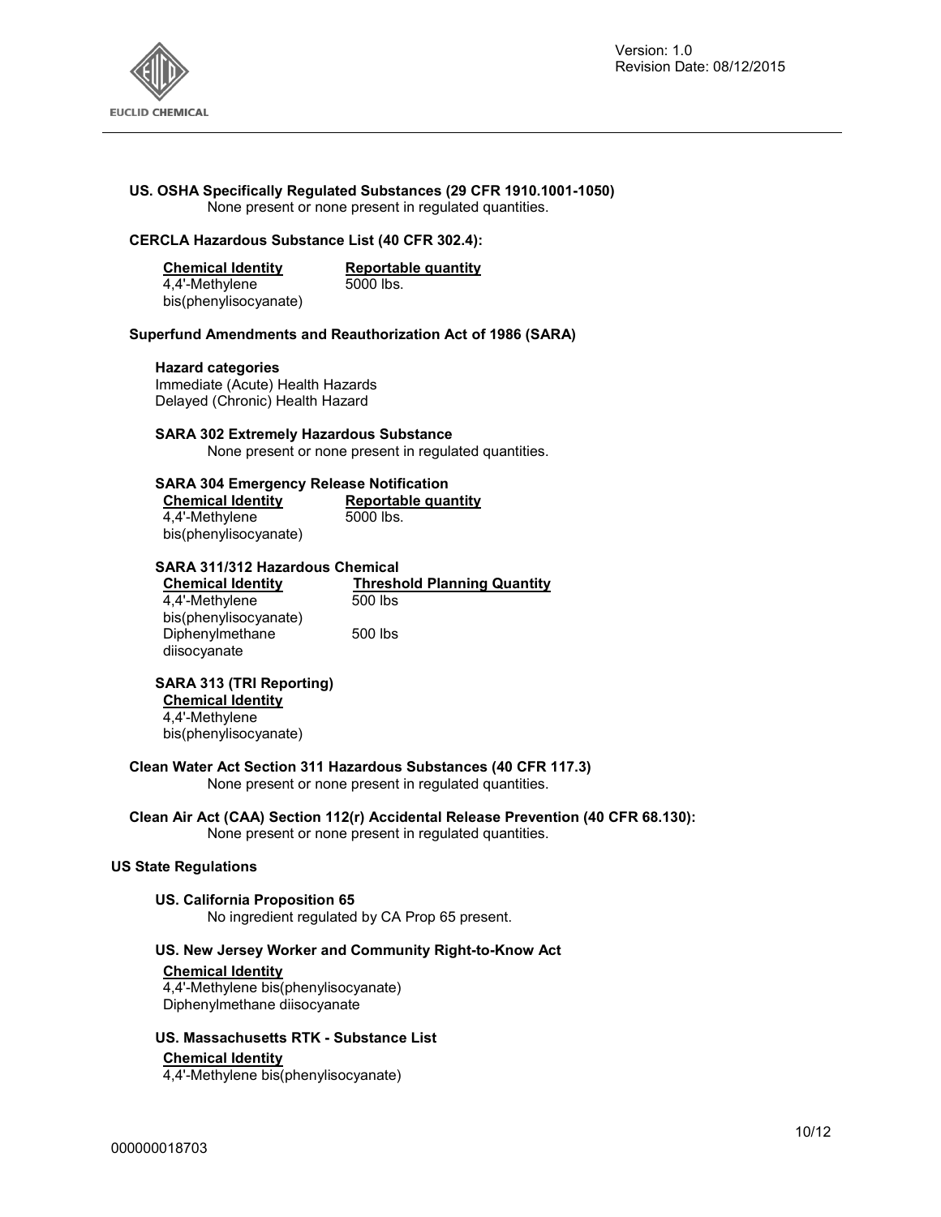### US. OSHA Specifically Regulated Substances (29 CFR 1910.1001-1050)

None present or none present in regulated quantities.

### CERCLA Hazardous Substance List (40 CFR 302.4):

| Chemical Identity | Reportable quantity |
|---|---|
| 4,4'-Methylene bis(phenylisocyanate) | 5000 lbs. |

### Superfund Amendments and Reauthorization Act of 1986 (SARA)

**Hazard categories**

Immediate (Acute) Health Hazards
Delayed (Chronic) Health Hazard

**SARA 302 Extremely Hazardous Substance**

None present or none present in regulated quantities.

**SARA 304 Emergency Release Notification**

| Chemical Identity | Reportable quantity |
|---|---|
| 4,4'-Methylene bis(phenylisocyanate) | 5000 lbs. |

**SARA 311/312 Hazardous Chemical**

| Chemical Identity | Threshold Planning Quantity |
|---|---|
| 4,4'-Methylene bis(phenylisocyanate) | 500 lbs |
| Diphenylmethane diisocyanate | 500 lbs |

**SARA 313 (TRI Reporting)**

| Chemical Identity |
|---|
| 4,4'-Methylene bis(phenylisocyanate) |

### Clean Water Act Section 311 Hazardous Substances (40 CFR 117.3)

None present or none present in regulated quantities.

### Clean Air Act (CAA) Section 112(r) Accidental Release Prevention (40 CFR 68.130):

None present or none present in regulated quantities.

## US State Regulations

**US. California Proposition 65**

No ingredient regulated by CA Prop 65 present.

**US. New Jersey Worker and Community Right-to-Know Act**

| Chemical Identity |
|---|
| 4,4'-Methylene bis(phenylisocyanate) |
| Diphenylmethane diisocyanate |

**US. Massachusetts RTK - Substance List**

| Chemical Identity |
|---|
| 4,4'-Methylene bis(phenylisocyanate) |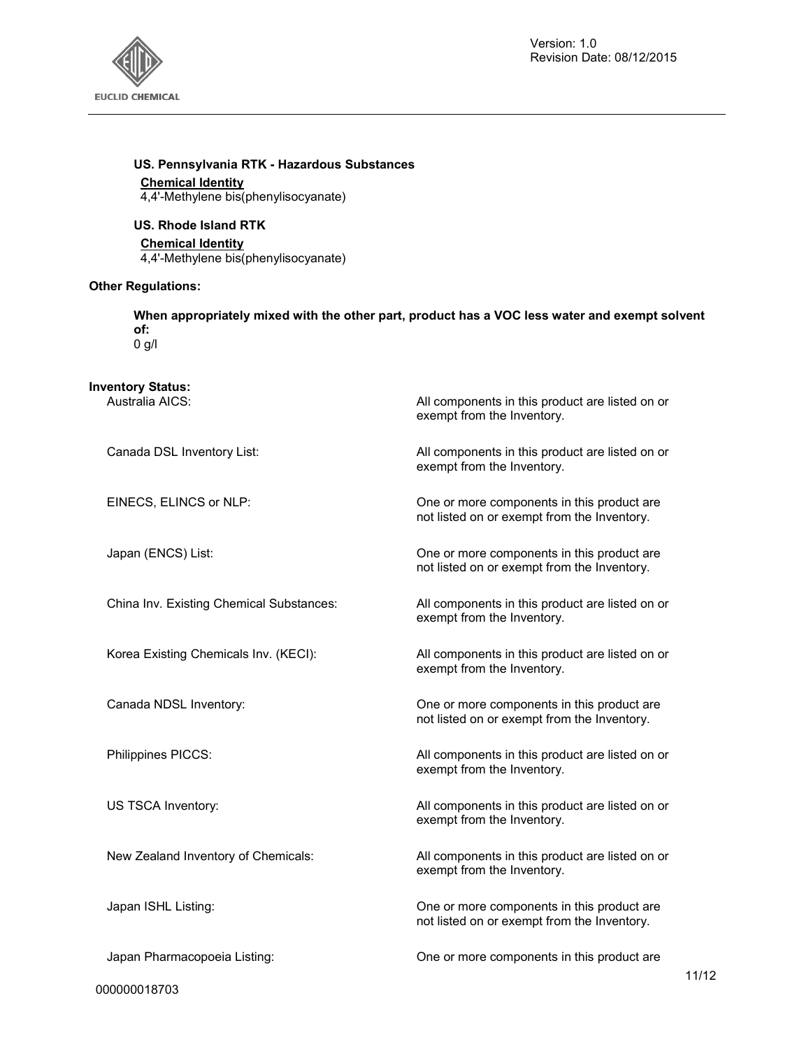**US. Pennsylvania RTK - Hazardous Substances**

**Chemical Identity**
4,4'-Methylene bis(phenylisocyanate)

**US. Rhode Island RTK**

**Chemical Identity**
4,4'-Methylene bis(phenylisocyanate)

**Other Regulations:**

**When appropriately mixed with the other part, product has a VOC less water and exempt solvent of:**
0 g/l

**Inventory Status:**

| | |
|---|---|
| Australia AICS: | All components in this product are listed on or exempt from the Inventory. |
| Canada DSL Inventory List: | All components in this product are listed on or exempt from the Inventory. |
| EINECS, ELINCS or NLP: | One or more components in this product are not listed on or exempt from the Inventory. |
| Japan (ENCS) List: | One or more components in this product are not listed on or exempt from the Inventory. |
| China Inv. Existing Chemical Substances: | All components in this product are listed on or exempt from the Inventory. |
| Korea Existing Chemicals Inv. (KECI): | All components in this product are listed on or exempt from the Inventory. |
| Canada NDSL Inventory: | One or more components in this product are not listed on or exempt from the Inventory. |
| Philippines PICCS: | All components in this product are listed on or exempt from the Inventory. |
| US TSCA Inventory: | All components in this product are listed on or exempt from the Inventory. |
| New Zealand Inventory of Chemicals: | All components in this product are listed on or exempt from the Inventory. |
| Japan ISHL Listing: | One or more components in this product are not listed on or exempt from the Inventory. |
| Japan Pharmacopoeia Listing: | One or more components in this product are |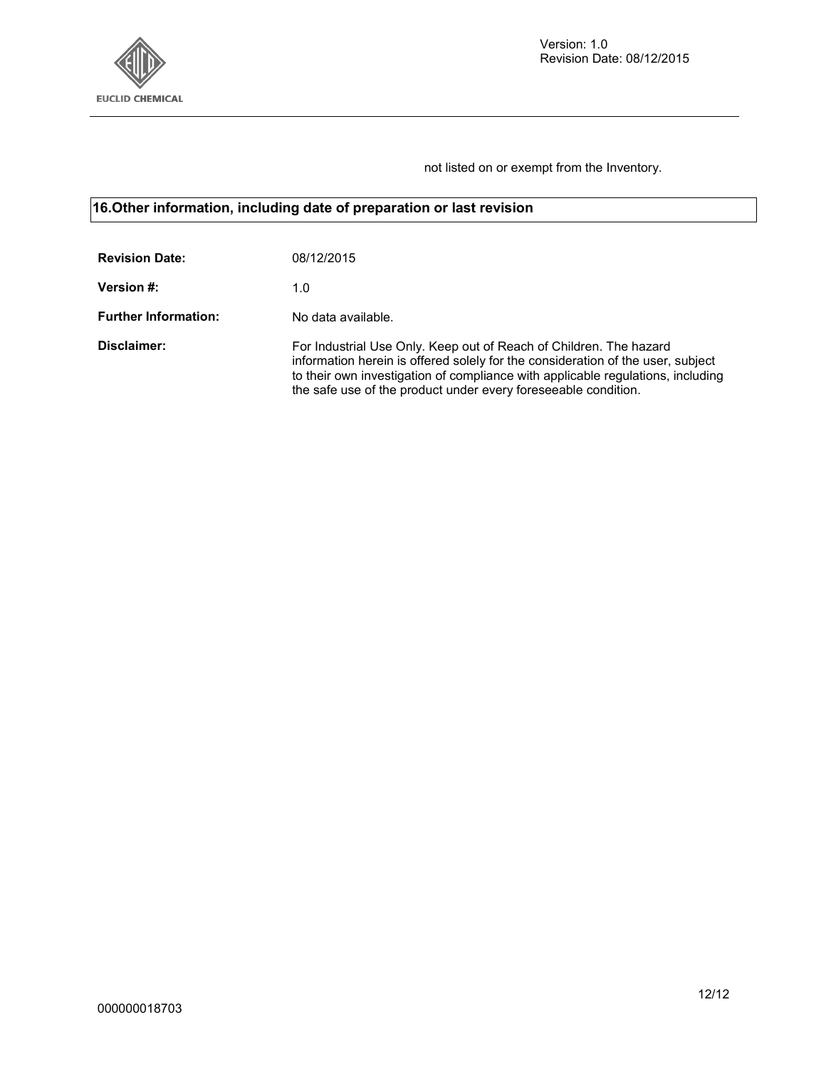not listed on or exempt from the Inventory.

## 16.Other information, including date of preparation or last revision

| | |
|---|---|
| **Revision Date:** | 08/12/2015 |
| **Version #:** | 1.0 |
| **Further Information:** | No data available. |
| **Disclaimer:** | For Industrial Use Only. Keep out of Reach of Children. The hazard information herein is offered solely for the consideration of the user, subject to their own investigation of compliance with applicable regulations, including the safe use of the product under every foreseeable condition. |

000000018703